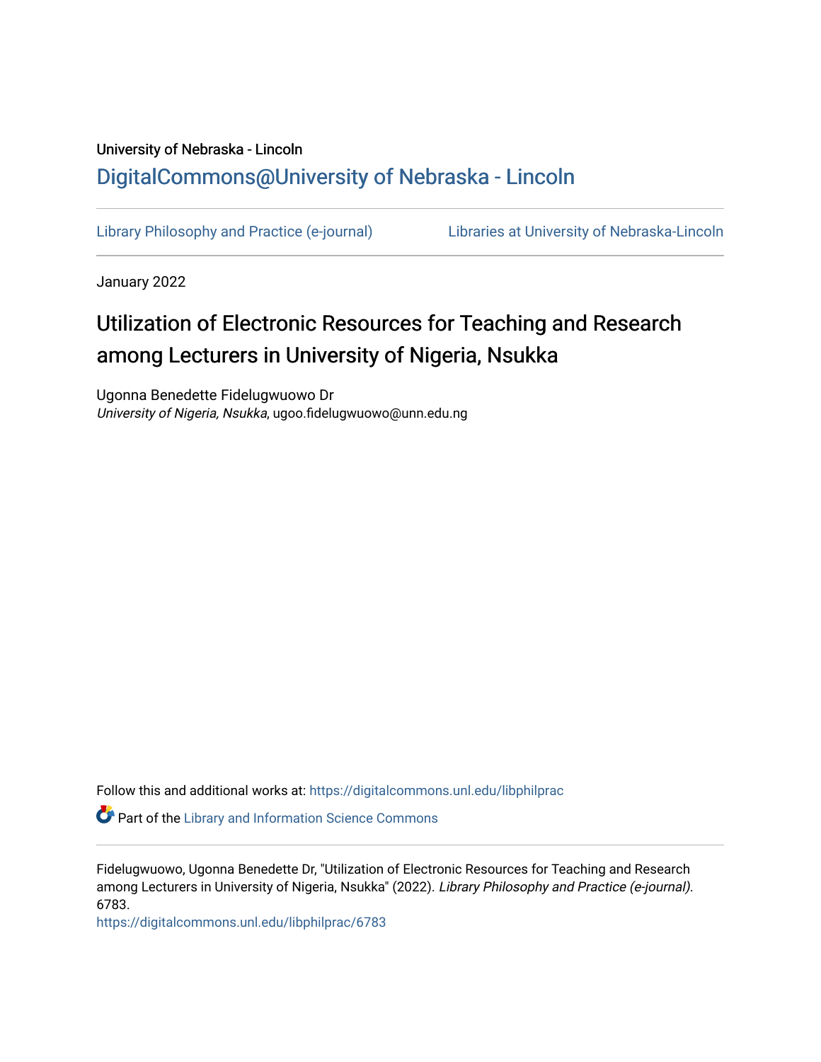University of Nebraska - Lincoln

## DigitalCommons@University of Nebraska - Lincoln

Library Philosophy and Practice (e-journal) Libraries at University of Nebraska-Lincoln

January 2022

# Utilization of Electronic Resources for Teaching and Research among Lecturers in University of Nigeria, Nsukka

Ugonna Benedette Fidelugwuowo Dr
*University of Nigeria, Nsukka*, ugoo.fidelugwuowo@unn.edu.ng

Follow this and additional works at: https://digitalcommons.unl.edu/libphilprac

Part of the Library and Information Science Commons

Fidelugwuowo, Ugonna Benedette Dr, "Utilization of Electronic Resources for Teaching and Research among Lecturers in University of Nigeria, Nsukka" (2022). *Library Philosophy and Practice (e-journal)*. 6783.
https://digitalcommons.unl.edu/libphilprac/6783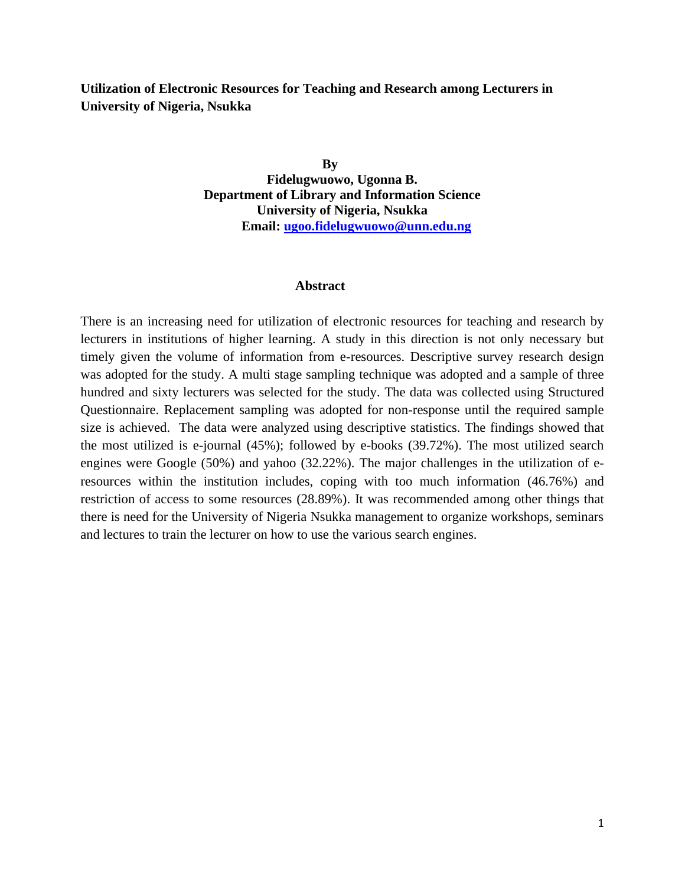**Utilization of Electronic Resources for Teaching and Research among Lecturers in University of Nigeria, Nsukka**

**By**
**Fidelugwuowo, Ugonna B.**
**Department of Library and Information Science**
**University of Nigeria, Nsukka**
**Email: ugoo.fidelugwuowo@unn.edu.ng**

## Abstract

There is an increasing need for utilization of electronic resources for teaching and research by lecturers in institutions of higher learning. A study in this direction is not only necessary but timely given the volume of information from e-resources. Descriptive survey research design was adopted for the study. A multi stage sampling technique was adopted and a sample of three hundred and sixty lecturers was selected for the study. The data was collected using Structured Questionnaire. Replacement sampling was adopted for non-response until the required sample size is achieved. The data were analyzed using descriptive statistics. The findings showed that the most utilized is e-journal (45%); followed by e-books (39.72%). The most utilized search engines were Google (50%) and yahoo (32.22%). The major challenges in the utilization of e-resources within the institution includes, coping with too much information (46.76%) and restriction of access to some resources (28.89%). It was recommended among other things that there is need for the University of Nigeria Nsukka management to organize workshops, seminars and lectures to train the lecturer on how to use the various search engines.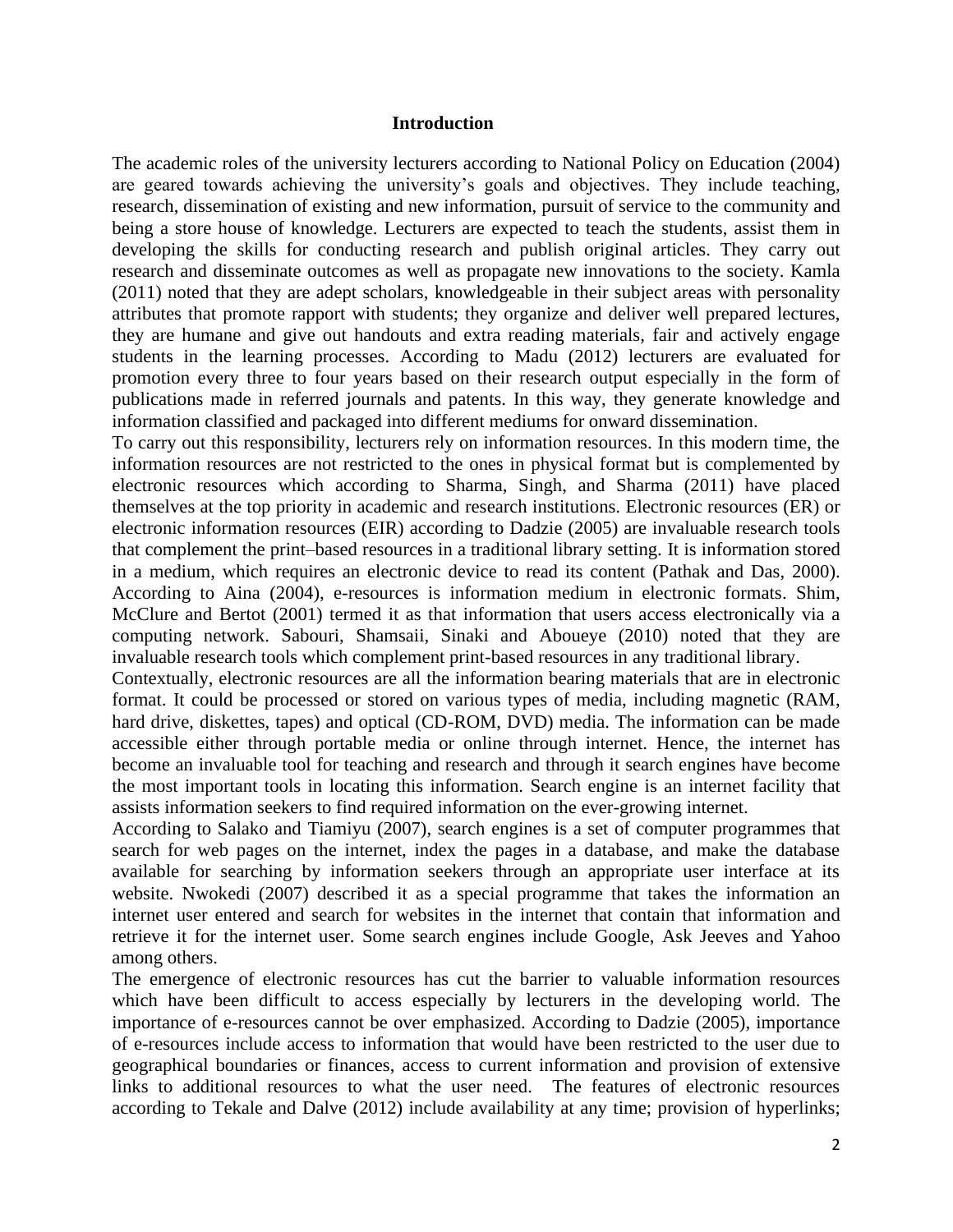## Introduction

The academic roles of the university lecturers according to National Policy on Education (2004) are geared towards achieving the university's goals and objectives. They include teaching, research, dissemination of existing and new information, pursuit of service to the community and being a store house of knowledge. Lecturers are expected to teach the students, assist them in developing the skills for conducting research and publish original articles. They carry out research and disseminate outcomes as well as propagate new innovations to the society. Kamla (2011) noted that they are adept scholars, knowledgeable in their subject areas with personality attributes that promote rapport with students; they organize and deliver well prepared lectures, they are humane and give out handouts and extra reading materials, fair and actively engage students in the learning processes. According to Madu (2012) lecturers are evaluated for promotion every three to four years based on their research output especially in the form of publications made in referred journals and patents. In this way, they generate knowledge and information classified and packaged into different mediums for onward dissemination.

To carry out this responsibility, lecturers rely on information resources. In this modern time, the information resources are not restricted to the ones in physical format but is complemented by electronic resources which according to Sharma, Singh, and Sharma (2011) have placed themselves at the top priority in academic and research institutions. Electronic resources (ER) or electronic information resources (EIR) according to Dadzie (2005) are invaluable research tools that complement the print–based resources in a traditional library setting. It is information stored in a medium, which requires an electronic device to read its content (Pathak and Das, 2000). According to Aina (2004), e-resources is information medium in electronic formats. Shim, McClure and Bertot (2001) termed it as that information that users access electronically via a computing network. Sabouri, Shamsaii, Sinaki and Aboueye (2010) noted that they are invaluable research tools which complement print-based resources in any traditional library.

Contextually, electronic resources are all the information bearing materials that are in electronic format. It could be processed or stored on various types of media, including magnetic (RAM, hard drive, diskettes, tapes) and optical (CD-ROM, DVD) media. The information can be made accessible either through portable media or online through internet. Hence, the internet has become an invaluable tool for teaching and research and through it search engines have become the most important tools in locating this information. Search engine is an internet facility that assists information seekers to find required information on the ever-growing internet.

According to Salako and Tiamiyu (2007), search engines is a set of computer programmes that search for web pages on the internet, index the pages in a database, and make the database available for searching by information seekers through an appropriate user interface at its website. Nwokedi (2007) described it as a special programme that takes the information an internet user entered and search for websites in the internet that contain that information and retrieve it for the internet user. Some search engines include Google, Ask Jeeves and Yahoo among others.

The emergence of electronic resources has cut the barrier to valuable information resources which have been difficult to access especially by lecturers in the developing world. The importance of e-resources cannot be over emphasized. According to Dadzie (2005), importance of e-resources include access to information that would have been restricted to the user due to geographical boundaries or finances, access to current information and provision of extensive links to additional resources to what the user need. The features of electronic resources according to Tekale and Dalve (2012) include availability at any time; provision of hyperlinks;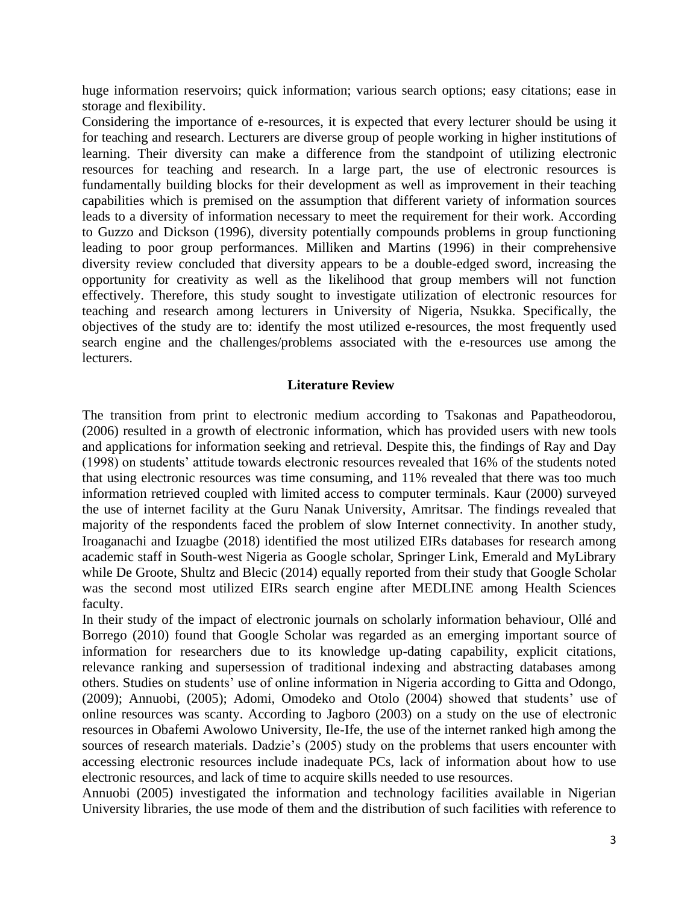huge information reservoirs; quick information; various search options; easy citations; ease in storage and flexibility.

Considering the importance of e-resources, it is expected that every lecturer should be using it for teaching and research. Lecturers are diverse group of people working in higher institutions of learning. Their diversity can make a difference from the standpoint of utilizing electronic resources for teaching and research. In a large part, the use of electronic resources is fundamentally building blocks for their development as well as improvement in their teaching capabilities which is premised on the assumption that different variety of information sources leads to a diversity of information necessary to meet the requirement for their work. According to Guzzo and Dickson (1996), diversity potentially compounds problems in group functioning leading to poor group performances. Milliken and Martins (1996) in their comprehensive diversity review concluded that diversity appears to be a double-edged sword, increasing the opportunity for creativity as well as the likelihood that group members will not function effectively. Therefore, this study sought to investigate utilization of electronic resources for teaching and research among lecturers in University of Nigeria, Nsukka. Specifically, the objectives of the study are to: identify the most utilized e-resources, the most frequently used search engine and the challenges/problems associated with the e-resources use among the lecturers.

## Literature Review

The transition from print to electronic medium according to Tsakonas and Papatheodorou, (2006) resulted in a growth of electronic information, which has provided users with new tools and applications for information seeking and retrieval. Despite this, the findings of Ray and Day (1998) on students' attitude towards electronic resources revealed that 16% of the students noted that using electronic resources was time consuming, and 11% revealed that there was too much information retrieved coupled with limited access to computer terminals. Kaur (2000) surveyed the use of internet facility at the Guru Nanak University, Amritsar. The findings revealed that majority of the respondents faced the problem of slow Internet connectivity. In another study, Iroaganachi and Izuagbe (2018) identified the most utilized EIRs databases for research among academic staff in South-west Nigeria as Google scholar, Springer Link, Emerald and MyLibrary while De Groote, Shultz and Blecic (2014) equally reported from their study that Google Scholar was the second most utilized EIRs search engine after MEDLINE among Health Sciences faculty.

In their study of the impact of electronic journals on scholarly information behaviour, Ollé and Borrego (2010) found that Google Scholar was regarded as an emerging important source of information for researchers due to its knowledge up-dating capability, explicit citations, relevance ranking and supersession of traditional indexing and abstracting databases among others. Studies on students' use of online information in Nigeria according to Gitta and Odongo, (2009); Annuobi, (2005); Adomi, Omodeko and Otolo (2004) showed that students' use of online resources was scanty. According to Jagboro (2003) on a study on the use of electronic resources in Obafemi Awolowo University, Ile-Ife, the use of the internet ranked high among the sources of research materials. Dadzie's (2005) study on the problems that users encounter with accessing electronic resources include inadequate PCs, lack of information about how to use electronic resources, and lack of time to acquire skills needed to use resources.

Annuobi (2005) investigated the information and technology facilities available in Nigerian University libraries, the use mode of them and the distribution of such facilities with reference to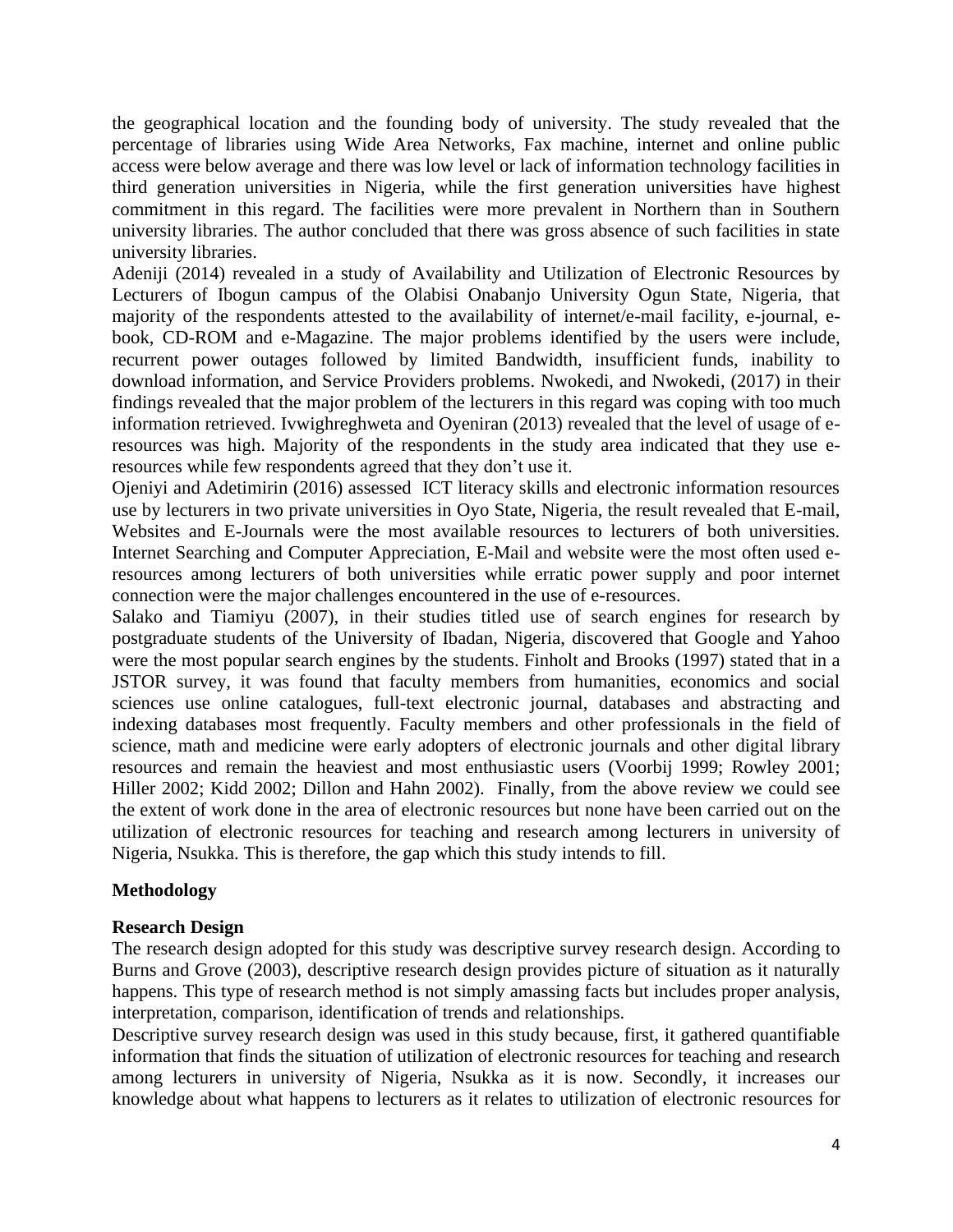the geographical location and the founding body of university. The study revealed that the percentage of libraries using Wide Area Networks, Fax machine, internet and online public access were below average and there was low level or lack of information technology facilities in third generation universities in Nigeria, while the first generation universities have highest commitment in this regard. The facilities were more prevalent in Northern than in Southern university libraries. The author concluded that there was gross absence of such facilities in state university libraries.

Adeniji (2014) revealed in a study of Availability and Utilization of Electronic Resources by Lecturers of Ibogun campus of the Olabisi Onabanjo University Ogun State, Nigeria, that majority of the respondents attested to the availability of internet/e-mail facility, e-journal, e-book, CD-ROM and e-Magazine. The major problems identified by the users were include, recurrent power outages followed by limited Bandwidth, insufficient funds, inability to download information, and Service Providers problems. Nwokedi, and Nwokedi, (2017) in their findings revealed that the major problem of the lecturers in this regard was coping with too much information retrieved. Ivwighreghweta and Oyeniran (2013) revealed that the level of usage of e-resources was high. Majority of the respondents in the study area indicated that they use e-resources while few respondents agreed that they don't use it.

Ojeniyi and Adetimirin (2016) assessed ICT literacy skills and electronic information resources use by lecturers in two private universities in Oyo State, Nigeria, the result revealed that E-mail, Websites and E-Journals were the most available resources to lecturers of both universities. Internet Searching and Computer Appreciation, E-Mail and website were the most often used e-resources among lecturers of both universities while erratic power supply and poor internet connection were the major challenges encountered in the use of e-resources.

Salako and Tiamiyu (2007), in their studies titled use of search engines for research by postgraduate students of the University of Ibadan, Nigeria, discovered that Google and Yahoo were the most popular search engines by the students. Finholt and Brooks (1997) stated that in a JSTOR survey, it was found that faculty members from humanities, economics and social sciences use online catalogues, full-text electronic journal, databases and abstracting and indexing databases most frequently. Faculty members and other professionals in the field of science, math and medicine were early adopters of electronic journals and other digital library resources and remain the heaviest and most enthusiastic users (Voorbij 1999; Rowley 2001; Hiller 2002; Kidd 2002; Dillon and Hahn 2002). Finally, from the above review we could see the extent of work done in the area of electronic resources but none have been carried out on the utilization of electronic resources for teaching and research among lecturers in university of Nigeria, Nsukka. This is therefore, the gap which this study intends to fill.

## Methodology

### Research Design

The research design adopted for this study was descriptive survey research design. According to Burns and Grove (2003), descriptive research design provides picture of situation as it naturally happens. This type of research method is not simply amassing facts but includes proper analysis, interpretation, comparison, identification of trends and relationships.

Descriptive survey research design was used in this study because, first, it gathered quantifiable information that finds the situation of utilization of electronic resources for teaching and research among lecturers in university of Nigeria, Nsukka as it is now. Secondly, it increases our knowledge about what happens to lecturers as it relates to utilization of electronic resources for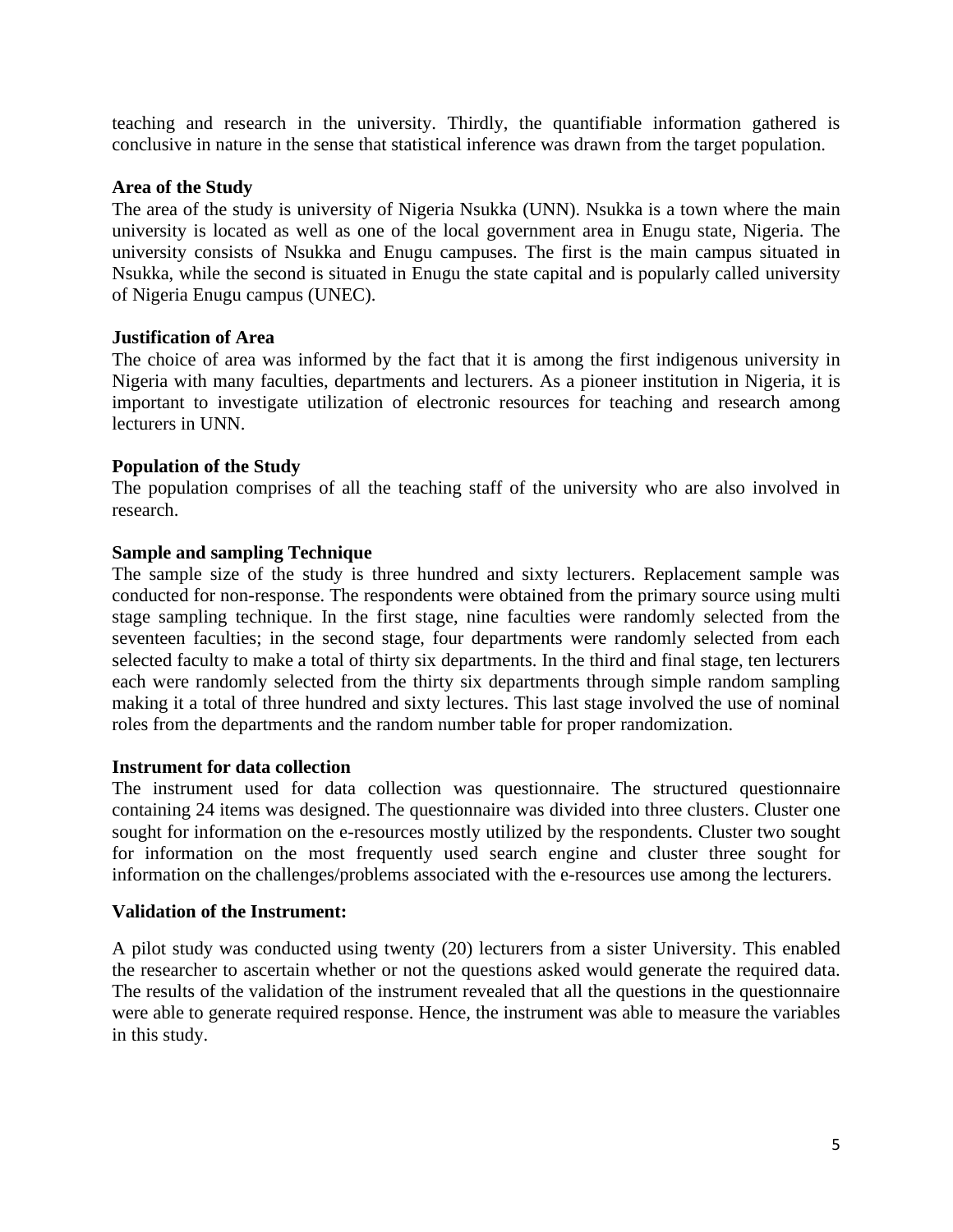teaching and research in the university. Thirdly, the quantifiable information gathered is conclusive in nature in the sense that statistical inference was drawn from the target population.

**Area of the Study**

The area of the study is university of Nigeria Nsukka (UNN). Nsukka is a town where the main university is located as well as one of the local government area in Enugu state, Nigeria. The university consists of Nsukka and Enugu campuses. The first is the main campus situated in Nsukka, while the second is situated in Enugu the state capital and is popularly called university of Nigeria Enugu campus (UNEC).

**Justification of Area**

The choice of area was informed by the fact that it is among the first indigenous university in Nigeria with many faculties, departments and lecturers. As a pioneer institution in Nigeria, it is important to investigate utilization of electronic resources for teaching and research among lecturers in UNN.

**Population of the Study**

The population comprises of all the teaching staff of the university who are also involved in research.

**Sample and sampling Technique**

The sample size of the study is three hundred and sixty lecturers. Replacement sample was conducted for non-response. The respondents were obtained from the primary source using multi stage sampling technique. In the first stage, nine faculties were randomly selected from the seventeen faculties; in the second stage, four departments were randomly selected from each selected faculty to make a total of thirty six departments. In the third and final stage, ten lecturers each were randomly selected from the thirty six departments through simple random sampling making it a total of three hundred and sixty lectures. This last stage involved the use of nominal roles from the departments and the random number table for proper randomization.

**Instrument for data collection**

The instrument used for data collection was questionnaire. The structured questionnaire containing 24 items was designed. The questionnaire was divided into three clusters. Cluster one sought for information on the e-resources mostly utilized by the respondents. Cluster two sought for information on the most frequently used search engine and cluster three sought for information on the challenges/problems associated with the e-resources use among the lecturers.

**Validation of the Instrument:**

A pilot study was conducted using twenty (20) lecturers from a sister University. This enabled the researcher to ascertain whether or not the questions asked would generate the required data. The results of the validation of the instrument revealed that all the questions in the questionnaire were able to generate required response. Hence, the instrument was able to measure the variables in this study.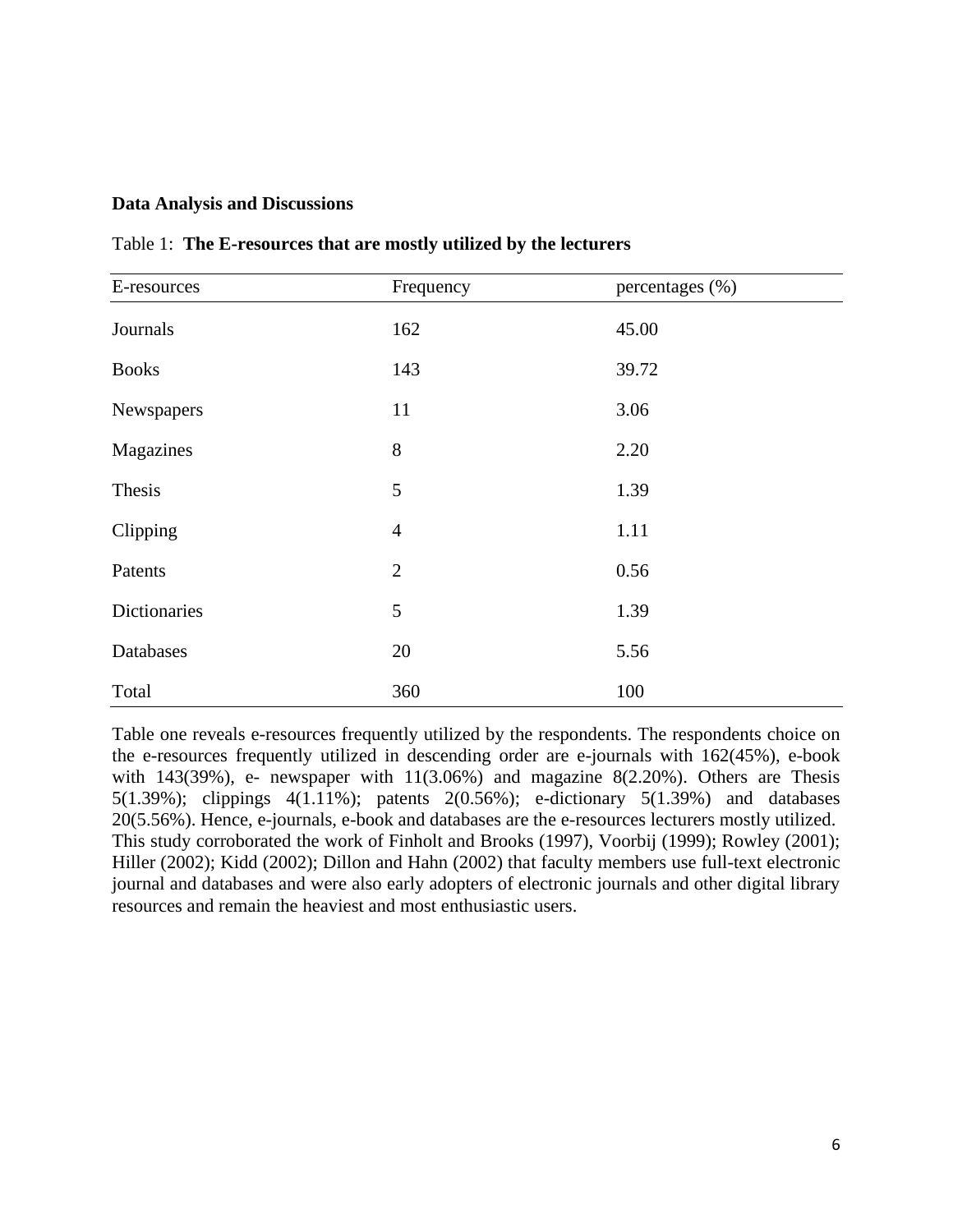**Data Analysis and Discussions**

Table 1: **The E-resources that are mostly utilized by the lecturers**

| E-resources | Frequency | percentages (%) |
|---|---|---|
| Journals | 162 | 45.00 |
| Books | 143 | 39.72 |
| Newspapers | 11 | 3.06 |
| Magazines | 8 | 2.20 |
| Thesis | 5 | 1.39 |
| Clipping | 4 | 1.11 |
| Patents | 2 | 0.56 |
| Dictionaries | 5 | 1.39 |
| Databases | 20 | 5.56 |
| Total | 360 | 100 |

Table one reveals e-resources frequently utilized by the respondents. The respondents choice on the e-resources frequently utilized in descending order are e-journals with 162(45%), e-book with 143(39%), e- newspaper with 11(3.06%) and magazine 8(2.20%). Others are Thesis 5(1.39%); clippings 4(1.11%); patents 2(0.56%); e-dictionary 5(1.39%) and databases 20(5.56%). Hence, e-journals, e-book and databases are the e-resources lecturers mostly utilized. This study corroborated the work of Finholt and Brooks (1997), Voorbij (1999); Rowley (2001); Hiller (2002); Kidd (2002); Dillon and Hahn (2002) that faculty members use full-text electronic journal and databases and were also early adopters of electronic journals and other digital library resources and remain the heaviest and most enthusiastic users.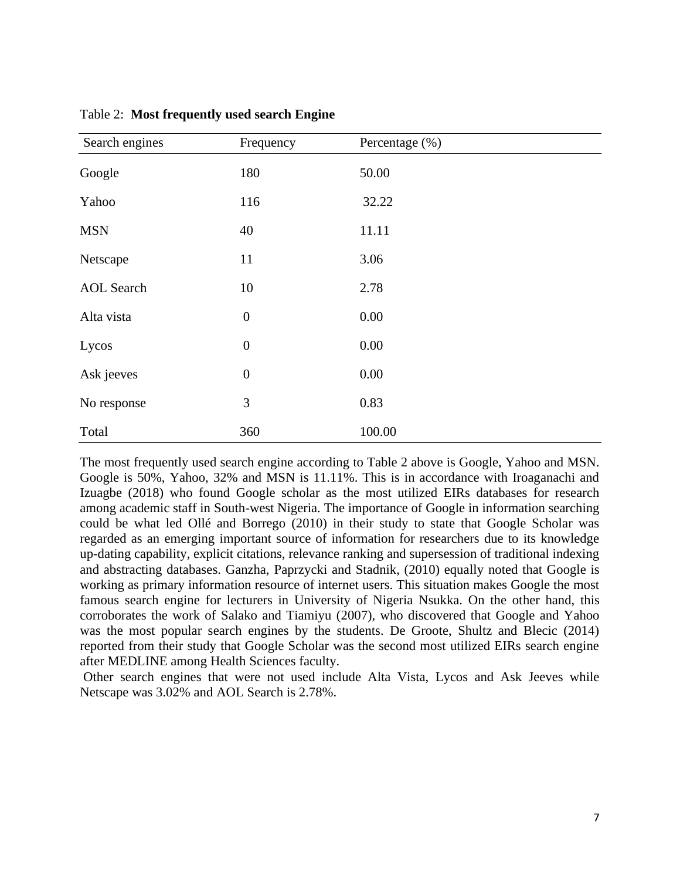Table 2: **Most frequently used search Engine**

| Search engines | Frequency | Percentage (%) |
|---|---|---|
| Google | 180 | 50.00 |
| Yahoo | 116 | 32.22 |
| MSN | 40 | 11.11 |
| Netscape | 11 | 3.06 |
| AOL Search | 10 | 2.78 |
| Alta vista | 0 | 0.00 |
| Lycos | 0 | 0.00 |
| Ask jeeves | 0 | 0.00 |
| No response | 3 | 0.83 |
| Total | 360 | 100.00 |

The most frequently used search engine according to Table 2 above is Google, Yahoo and MSN. Google is 50%, Yahoo, 32% and MSN is 11.11%. This is in accordance with Iroaganachi and Izuagbe (2018) who found Google scholar as the most utilized EIRs databases for research among academic staff in South-west Nigeria. The importance of Google in information searching could be what led Ollé and Borrego (2010) in their study to state that Google Scholar was regarded as an emerging important source of information for researchers due to its knowledge up-dating capability, explicit citations, relevance ranking and supersession of traditional indexing and abstracting databases. Ganzha, Paprzycki and Stadnik, (2010) equally noted that Google is working as primary information resource of internet users. This situation makes Google the most famous search engine for lecturers in University of Nigeria Nsukka. On the other hand, this corroborates the work of Salako and Tiamiyu (2007), who discovered that Google and Yahoo was the most popular search engines by the students. De Groote, Shultz and Blecic (2014) reported from their study that Google Scholar was the second most utilized EIRs search engine after MEDLINE among Health Sciences faculty.

Other search engines that were not used include Alta Vista, Lycos and Ask Jeeves while Netscape was 3.02% and AOL Search is 2.78%.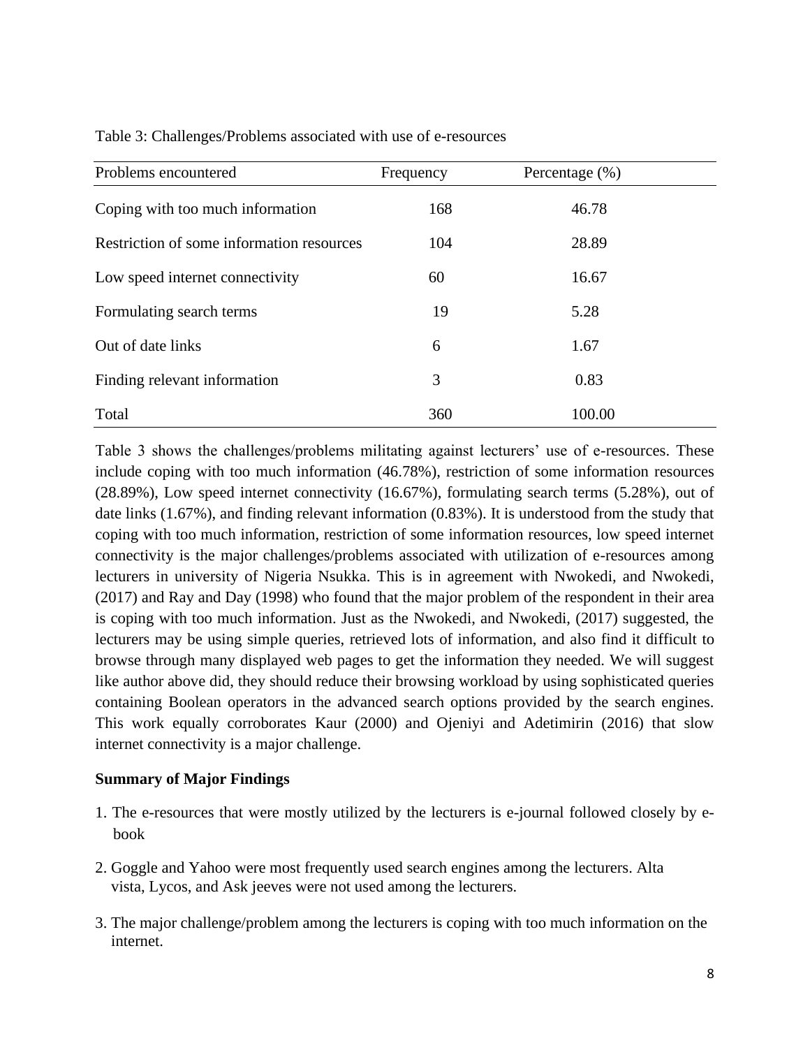Table 3: Challenges/Problems associated with use of e-resources

| Problems encountered | Frequency | Percentage (%) |
|---|---|---|
| Coping with too much information | 168 | 46.78 |
| Restriction of some information resources | 104 | 28.89 |
| Low speed internet connectivity | 60 | 16.67 |
| Formulating search terms | 19 | 5.28 |
| Out of date links | 6 | 1.67 |
| Finding relevant information | 3 | 0.83 |
| Total | 360 | 100.00 |

Table 3 shows the challenges/problems militating against lecturers' use of e-resources. These include coping with too much information (46.78%), restriction of some information resources (28.89%), Low speed internet connectivity (16.67%), formulating search terms (5.28%), out of date links (1.67%), and finding relevant information (0.83%). It is understood from the study that coping with too much information, restriction of some information resources, low speed internet connectivity is the major challenges/problems associated with utilization of e-resources among lecturers in university of Nigeria Nsukka. This is in agreement with Nwokedi, and Nwokedi, (2017) and Ray and Day (1998) who found that the major problem of the respondent in their area is coping with too much information. Just as the Nwokedi, and Nwokedi, (2017) suggested, the lecturers may be using simple queries, retrieved lots of information, and also find it difficult to browse through many displayed web pages to get the information they needed. We will suggest like author above did, they should reduce their browsing workload by using sophisticated queries containing Boolean operators in the advanced search options provided by the search engines. This work equally corroborates Kaur (2000) and Ojeniyi and Adetimirin (2016) that slow internet connectivity is a major challenge.

**Summary of Major Findings**

1. The e-resources that were mostly utilized by the lecturers is e-journal followed closely by e-book
2. Goggle and Yahoo were most frequently used search engines among the lecturers. Alta vista, Lycos, and Ask jeeves were not used among the lecturers.
3. The major challenge/problem among the lecturers is coping with too much information on the internet.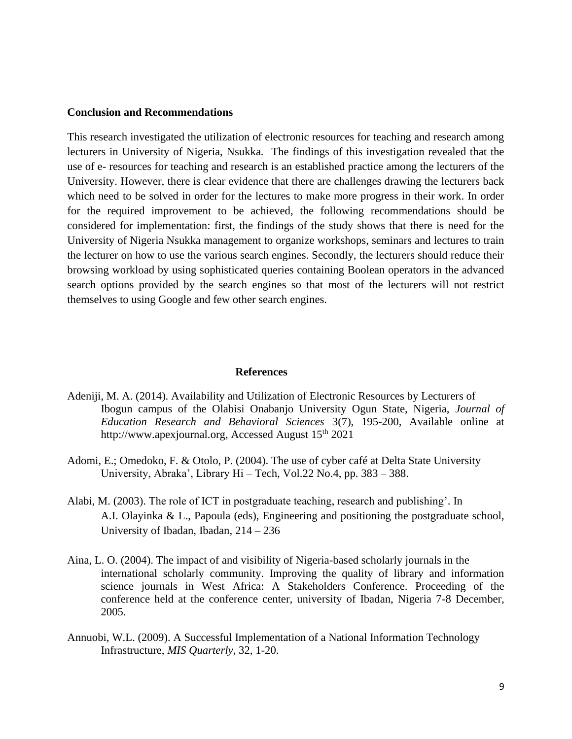## Conclusion and Recommendations

This research investigated the utilization of electronic resources for teaching and research among lecturers in University of Nigeria, Nsukka. The findings of this investigation revealed that the use of e- resources for teaching and research is an established practice among the lecturers of the University. However, there is clear evidence that there are challenges drawing the lecturers back which need to be solved in order for the lectures to make more progress in their work. In order for the required improvement to be achieved, the following recommendations should be considered for implementation: first, the findings of the study shows that there is need for the University of Nigeria Nsukka management to organize workshops, seminars and lectures to train the lecturer on how to use the various search engines. Secondly, the lecturers should reduce their browsing workload by using sophisticated queries containing Boolean operators in the advanced search options provided by the search engines so that most of the lecturers will not restrict themselves to using Google and few other search engines.

## References

Adeniji, M. A. (2014). Availability and Utilization of Electronic Resources by Lecturers of Ibogun campus of the Olabisi Onabanjo University Ogun State, Nigeria, *Journal of Education Research and Behavioral Sciences* 3(7), 195-200, Available online at http://www.apexjournal.org, Accessed August 15th 2021

Adomi, E.; Omedoko, F. & Otolo, P. (2004). The use of cyber café at Delta State University University, Abraka', Library Hi – Tech, Vol.22 No.4, pp. 383 – 388.

Alabi, M. (2003). The role of ICT in postgraduate teaching, research and publishing'. In A.I. Olayinka & L., Papoula (eds), Engineering and positioning the postgraduate school, University of Ibadan, Ibadan, 214 – 236

Aina, L. O. (2004). The impact of and visibility of Nigeria-based scholarly journals in the international scholarly community. Improving the quality of library and information science journals in West Africa: A Stakeholders Conference. Proceeding of the conference held at the conference center, university of Ibadan, Nigeria 7-8 December, 2005.

Annuobi, W.L. (2009). A Successful Implementation of a National Information Technology Infrastructure, *MIS Quarterly*, 32, 1-20.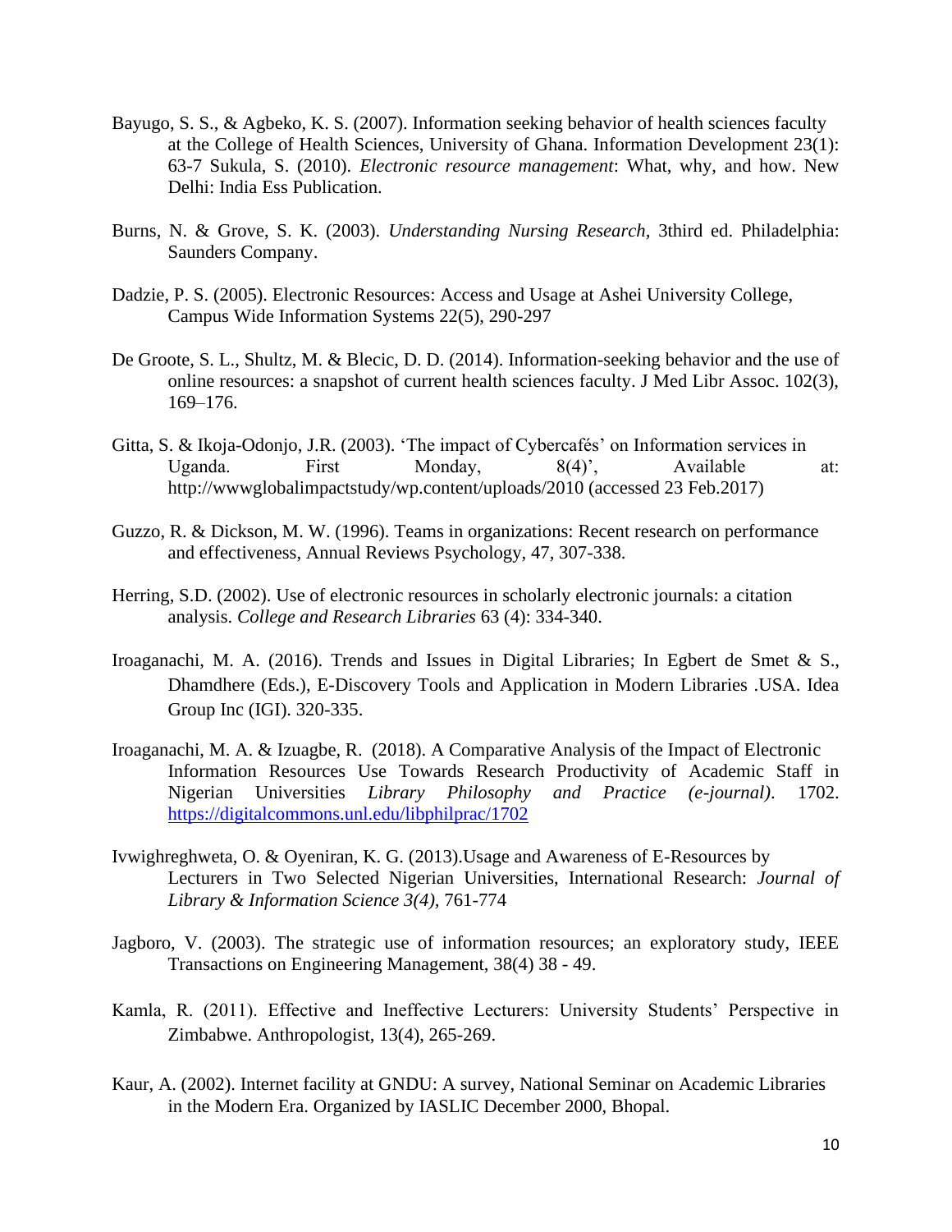Bayugo, S. S., & Agbeko, K. S. (2007). Information seeking behavior of health sciences faculty at the College of Health Sciences, University of Ghana. Information Development 23(1): 63-7 Sukula, S. (2010). *Electronic resource management*: What, why, and how. New Delhi: India Ess Publication.

Burns, N. & Grove, S. K. (2003). *Understanding Nursing Research*, 3third ed. Philadelphia: Saunders Company.

Dadzie, P. S. (2005). Electronic Resources: Access and Usage at Ashei University College, Campus Wide Information Systems 22(5), 290-297

De Groote, S. L., Shultz, M. & Blecic, D. D. (2014). Information-seeking behavior and the use of online resources: a snapshot of current health sciences faculty. J Med Libr Assoc. 102(3), 169–176.

Gitta, S. & Ikoja-Odonjo, J.R. (2003). 'The impact of Cybercafés' on Information services in Uganda. First Monday, 8(4)', Available at: http://wwwglobalimpactstudy/wp.content/uploads/2010 (accessed 23 Feb.2017)

Guzzo, R. & Dickson, M. W. (1996). Teams in organizations: Recent research on performance and effectiveness, Annual Reviews Psychology, 47, 307-338.

Herring, S.D. (2002). Use of electronic resources in scholarly electronic journals: a citation analysis. *College and Research Libraries* 63 (4): 334-340.

Iroaganachi, M. A. (2016). Trends and Issues in Digital Libraries; In Egbert de Smet & S., Dhamdhere (Eds.), E-Discovery Tools and Application in Modern Libraries .USA. Idea Group Inc (IGI). 320-335.

Iroaganachi, M. A. & Izuagbe, R. (2018). A Comparative Analysis of the Impact of Electronic Information Resources Use Towards Research Productivity of Academic Staff in Nigerian Universities *Library Philosophy and Practice (e-journal)*. 1702. https://digitalcommons.unl.edu/libphilprac/1702

Ivwighreghweta, O. & Oyeniran, K. G. (2013).Usage and Awareness of E-Resources by Lecturers in Two Selected Nigerian Universities, International Research: *Journal of Library & Information Science 3(4)*, 761-774

Jagboro, V. (2003). The strategic use of information resources; an exploratory study, IEEE Transactions on Engineering Management, 38(4) 38 - 49.

Kamla, R. (2011). Effective and Ineffective Lecturers: University Students' Perspective in Zimbabwe. Anthropologist, 13(4), 265-269.

Kaur, A. (2002). Internet facility at GNDU: A survey, National Seminar on Academic Libraries in the Modern Era. Organized by IASLIC December 2000, Bhopal.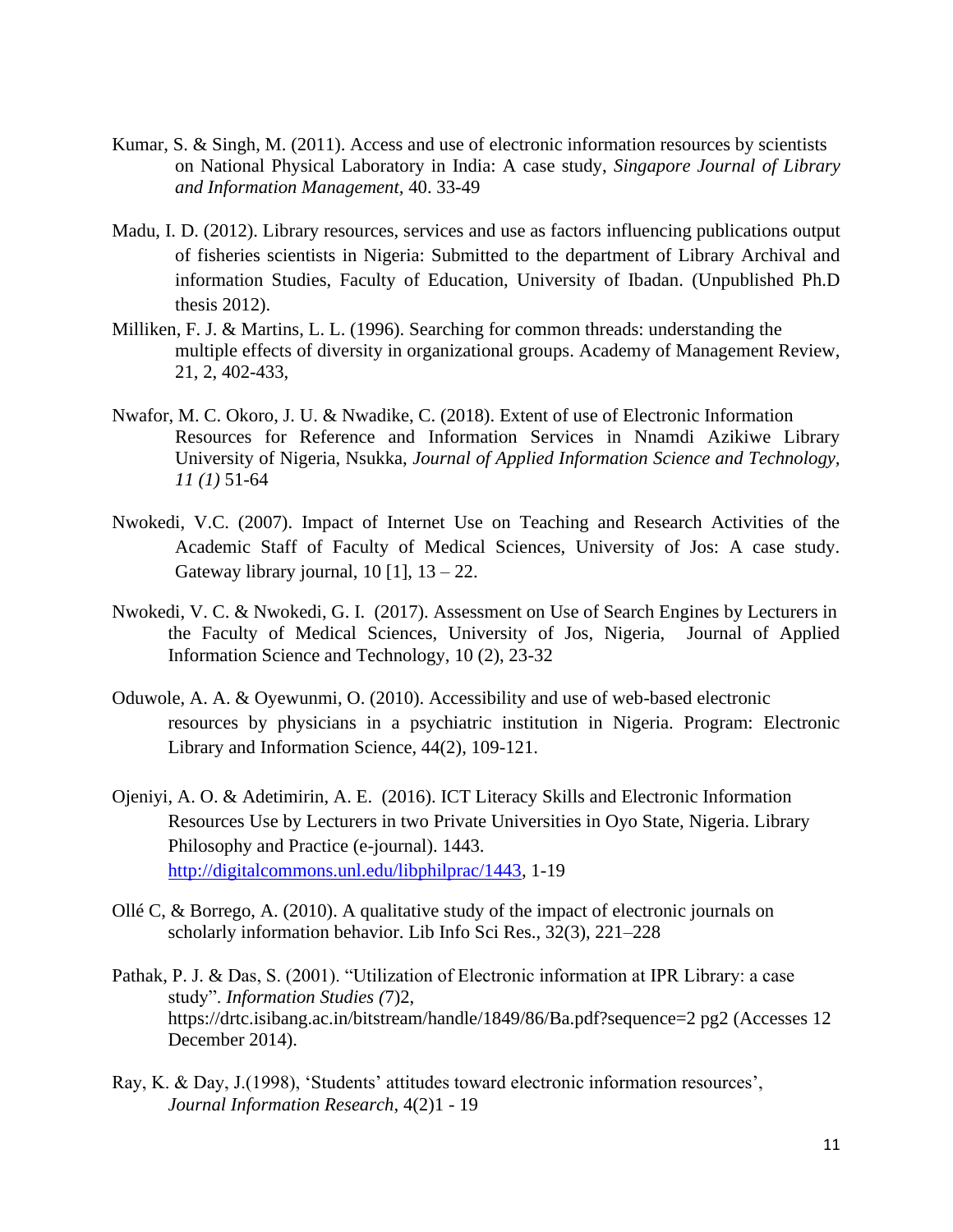Kumar, S. & Singh, M. (2011). Access and use of electronic information resources by scientists on National Physical Laboratory in India: A case study, *Singapore Journal of Library and Information Management,* 40. 33-49

Madu, I. D. (2012). Library resources, services and use as factors influencing publications output of fisheries scientists in Nigeria: Submitted to the department of Library Archival and information Studies, Faculty of Education, University of Ibadan. (Unpublished Ph.D thesis 2012).

Milliken, F. J. & Martins, L. L. (1996). Searching for common threads: understanding the multiple effects of diversity in organizational groups. Academy of Management Review, 21, 2, 402-433,

Nwafor, M. C. Okoro, J. U. & Nwadike, C. (2018). Extent of use of Electronic Information Resources for Reference and Information Services in Nnamdi Azikiwe Library University of Nigeria, Nsukka, *Journal of Applied Information Science and Technology, 11 (1)* 51-64

Nwokedi, V.C. (2007). Impact of Internet Use on Teaching and Research Activities of the Academic Staff of Faculty of Medical Sciences, University of Jos: A case study. Gateway library journal, 10 [1], 13 – 22.

Nwokedi, V. C. & Nwokedi, G. I. (2017). Assessment on Use of Search Engines by Lecturers in the Faculty of Medical Sciences, University of Jos, Nigeria, Journal of Applied Information Science and Technology, 10 (2), 23-32

Oduwole, A. A. & Oyewunmi, O. (2010). Accessibility and use of web-based electronic resources by physicians in a psychiatric institution in Nigeria. Program: Electronic Library and Information Science, 44(2), 109-121.

Ojeniyi, A. O. & Adetimirin, A. E. (2016). ICT Literacy Skills and Electronic Information Resources Use by Lecturers in two Private Universities in Oyo State, Nigeria. Library Philosophy and Practice (e-journal). 1443. http://digitalcommons.unl.edu/libphilprac/1443, 1-19

Ollé C, & Borrego, A. (2010). A qualitative study of the impact of electronic journals on scholarly information behavior. Lib Info Sci Res., 32(3), 221–228

Pathak, P. J. & Das, S. (2001). "Utilization of Electronic information at IPR Library: a case study". *Information Studies (*7)2, https://drtc.isibang.ac.in/bitstream/handle/1849/86/Ba.pdf?sequence=2 pg2 (Accesses 12 December 2014).

Ray, K. & Day, J.(1998), 'Students' attitudes toward electronic information resources', *Journal Information Research*, 4(2)1 - 19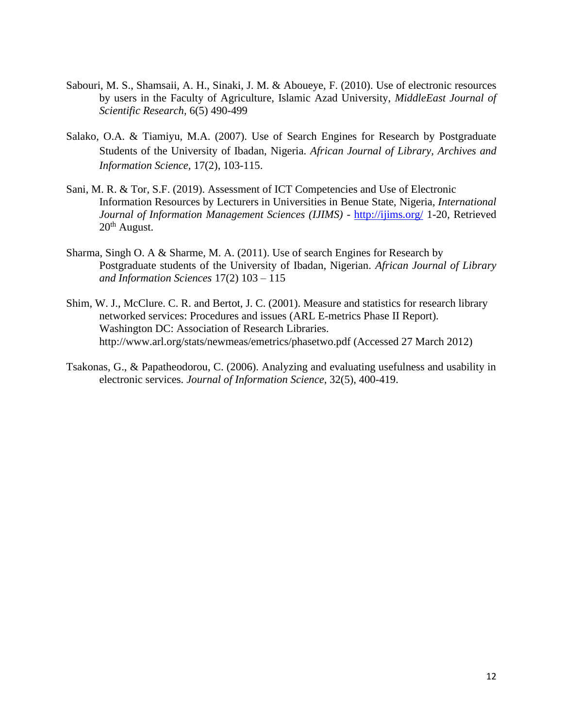Sabouri, M. S., Shamsaii, A. H., Sinaki, J. M. & Aboueye, F. (2010). Use of electronic resources by users in the Faculty of Agriculture, Islamic Azad University, *MiddleEast Journal of Scientific Research*, 6(5) 490-499

Salako, O.A. & Tiamiyu, M.A. (2007). Use of Search Engines for Research by Postgraduate Students of the University of Ibadan, Nigeria. *African Journal of Library, Archives and Information Science,* 17(2), 103-115.

Sani, M. R. & Tor, S.F. (2019). Assessment of ICT Competencies and Use of Electronic Information Resources by Lecturers in Universities in Benue State, Nigeria, *International Journal of Information Management Sciences (IJIMS)* - http://ijims.org/ 1-20, Retrieved 20th August.

Sharma, Singh O. A & Sharme, M. A. (2011). Use of search Engines for Research by Postgraduate students of the University of Ibadan, Nigerian. *African Journal of Library and Information Sciences* 17(2) 103 – 115

Shim, W. J., McClure. C. R. and Bertot, J. C. (2001). Measure and statistics for research library networked services: Procedures and issues (ARL E-metrics Phase II Report). Washington DC: Association of Research Libraries. http://www.arl.org/stats/newmeas/emetrics/phasetwo.pdf (Accessed 27 March 2012)

Tsakonas, G., & Papatheodorou, C. (2006). Analyzing and evaluating usefulness and usability in electronic services. *Journal of Information Science,* 32(5), 400-419.